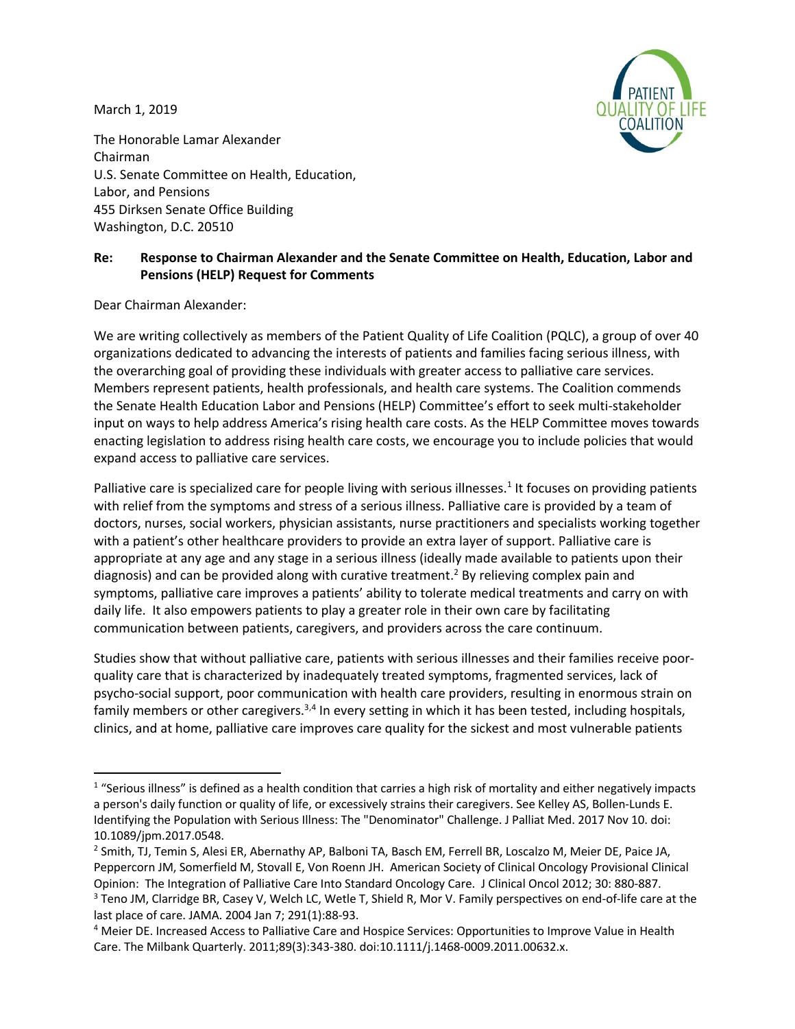March 1, 2019

The Honorable Lamar Alexander
Chairman
U.S. Senate Committee on Health, Education,
Labor, and Pensions
455 Dirksen Senate Office Building
Washington, D.C. 20510

**Re: Response to Chairman Alexander and the Senate Committee on Health, Education, Labor and Pensions (HELP) Request for Comments**

Dear Chairman Alexander:

We are writing collectively as members of the Patient Quality of Life Coalition (PQLC), a group of over 40 organizations dedicated to advancing the interests of patients and families facing serious illness, with the overarching goal of providing these individuals with greater access to palliative care services. Members represent patients, health professionals, and health care systems. The Coalition commends the Senate Health Education Labor and Pensions (HELP) Committee's effort to seek multi-stakeholder input on ways to help address America's rising health care costs. As the HELP Committee moves towards enacting legislation to address rising health care costs, we encourage you to include policies that would expand access to palliative care services.

Palliative care is specialized care for people living with serious illnesses.[1] It focuses on providing patients with relief from the symptoms and stress of a serious illness. Palliative care is provided by a team of doctors, nurses, social workers, physician assistants, nurse practitioners and specialists working together with a patient's other healthcare providers to provide an extra layer of support. Palliative care is appropriate at any age and any stage in a serious illness (ideally made available to patients upon their diagnosis) and can be provided along with curative treatment.[2] By relieving complex pain and symptoms, palliative care improves a patients' ability to tolerate medical treatments and carry on with daily life. It also empowers patients to play a greater role in their own care by facilitating communication between patients, caregivers, and providers across the care continuum.

Studies show that without palliative care, patients with serious illnesses and their families receive poor-quality care that is characterized by inadequately treated symptoms, fragmented services, lack of psycho-social support, poor communication with health care providers, resulting in enormous strain on family members or other caregivers.[3,4] In every setting in which it has been tested, including hospitals, clinics, and at home, palliative care improves care quality for the sickest and most vulnerable patients

---

[1] "Serious illness" is defined as a health condition that carries a high risk of mortality and either negatively impacts a person's daily function or quality of life, or excessively strains their caregivers. See Kelley AS, Bollen-Lunds E. Identifying the Population with Serious Illness: The "Denominator" Challenge. J Palliat Med. 2017 Nov 10. doi: 10.1089/jpm.2017.0548.

[2] Smith, TJ, Temin S, Alesi ER, Abernathy AP, Balboni TA, Basch EM, Ferrell BR, Loscalzo M, Meier DE, Paice JA, Peppercorn JM, Somerfield M, Stovall E, Von Roenn JH. American Society of Clinical Oncology Provisional Clinical Opinion: The Integration of Palliative Care Into Standard Oncology Care. J Clinical Oncol 2012; 30: 880-887.

[3] Teno JM, Clarridge BR, Casey V, Welch LC, Wetle T, Shield R, Mor V. Family perspectives on end-of-life care at the last place of care. JAMA. 2004 Jan 7; 291(1):88-93.

[4] Meier DE. Increased Access to Palliative Care and Hospice Services: Opportunities to Improve Value in Health Care. The Milbank Quarterly. 2011;89(3):343-380. doi:10.1111/j.1468-0009.2011.00632.x.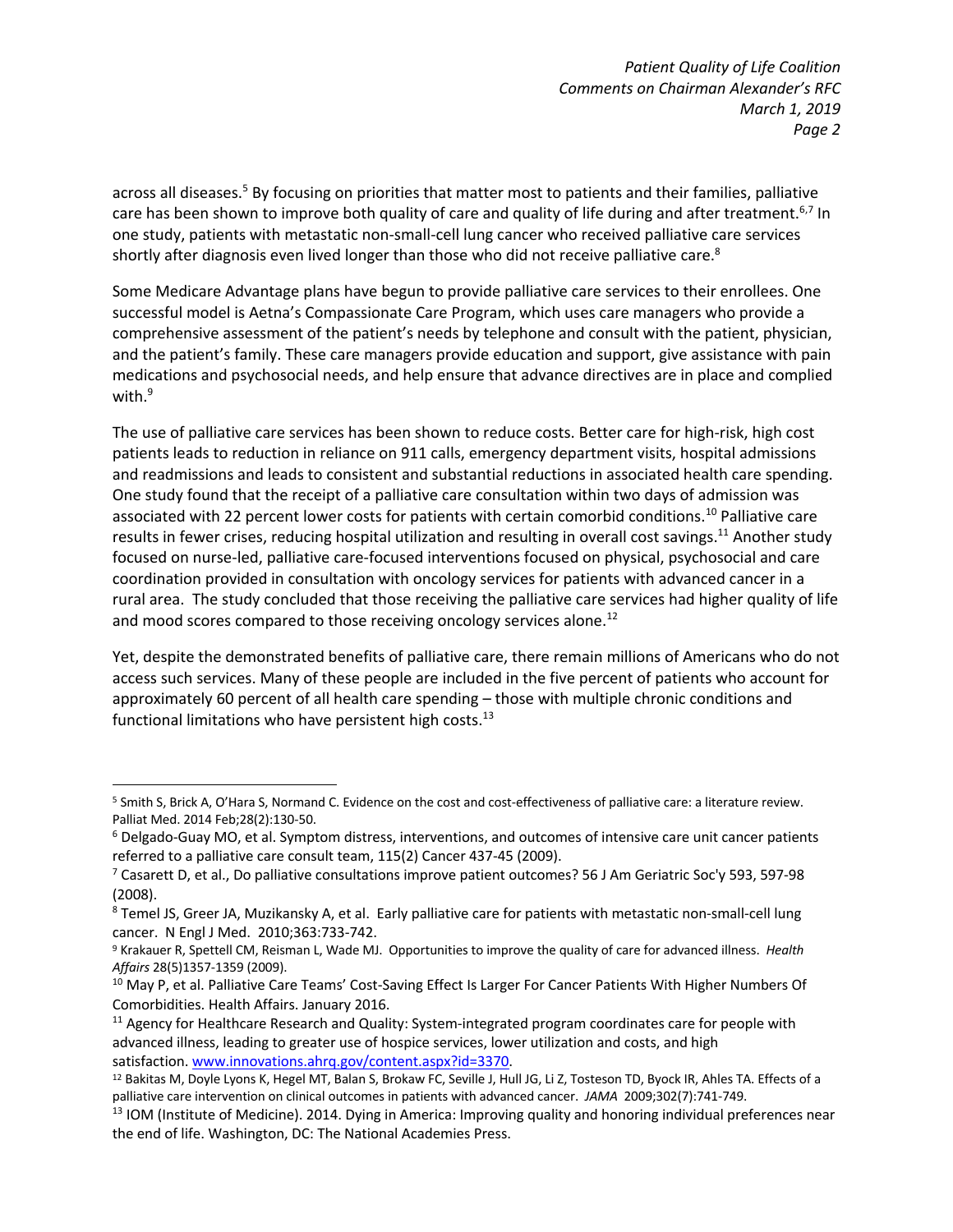across all diseases.[5] By focusing on priorities that matter most to patients and their families, palliative care has been shown to improve both quality of care and quality of life during and after treatment.[6,7] In one study, patients with metastatic non-small-cell lung cancer who received palliative care services shortly after diagnosis even lived longer than those who did not receive palliative care.[8]

Some Medicare Advantage plans have begun to provide palliative care services to their enrollees. One successful model is Aetna's Compassionate Care Program, which uses care managers who provide a comprehensive assessment of the patient's needs by telephone and consult with the patient, physician, and the patient's family. These care managers provide education and support, give assistance with pain medications and psychosocial needs, and help ensure that advance directives are in place and complied with.[9]

The use of palliative care services has been shown to reduce costs. Better care for high-risk, high cost patients leads to reduction in reliance on 911 calls, emergency department visits, hospital admissions and readmissions and leads to consistent and substantial reductions in associated health care spending. One study found that the receipt of a palliative care consultation within two days of admission was associated with 22 percent lower costs for patients with certain comorbid conditions.[10] Palliative care results in fewer crises, reducing hospital utilization and resulting in overall cost savings.[11] Another study focused on nurse-led, palliative care-focused interventions focused on physical, psychosocial and care coordination provided in consultation with oncology services for patients with advanced cancer in a rural area. The study concluded that those receiving the palliative care services had higher quality of life and mood scores compared to those receiving oncology services alone.[12]

Yet, despite the demonstrated benefits of palliative care, there remain millions of Americans who do not access such services. Many of these people are included in the five percent of patients who account for approximately 60 percent of all health care spending – those with multiple chronic conditions and functional limitations who have persistent high costs.[13]

---

[5] Smith S, Brick A, O'Hara S, Normand C. Evidence on the cost and cost-effectiveness of palliative care: a literature review. Palliat Med. 2014 Feb;28(2):130-50.

[6] Delgado-Guay MO, et al. Symptom distress, interventions, and outcomes of intensive care unit cancer patients referred to a palliative care consult team, 115(2) Cancer 437-45 (2009).

[7] Casarett D, et al., Do palliative consultations improve patient outcomes? 56 J Am Geriatric Soc'y 593, 597-98 (2008).

[8] Temel JS, Greer JA, Muzikansky A, et al. Early palliative care for patients with metastatic non-small-cell lung cancer. N Engl J Med. 2010;363:733-742.

[9] Krakauer R, Spettell CM, Reisman L, Wade MJ. Opportunities to improve the quality of care for advanced illness. *Health Affairs* 28(5)1357-1359 (2009).

[10] May P, et al. Palliative Care Teams' Cost-Saving Effect Is Larger For Cancer Patients With Higher Numbers Of Comorbidities. Health Affairs. January 2016.

[11] Agency for Healthcare Research and Quality: System-integrated program coordinates care for people with advanced illness, leading to greater use of hospice services, lower utilization and costs, and high satisfaction. www.innovations.ahrq.gov/content.aspx?id=3370.

[12] Bakitas M, Doyle Lyons K, Hegel MT, Balan S, Brokaw FC, Seville J, Hull JG, Li Z, Tosteson TD, Byock IR, Ahles TA. Effects of a palliative care intervention on clinical outcomes in patients with advanced cancer. *JAMA* 2009;302(7):741-749.

[13] IOM (Institute of Medicine). 2014. Dying in America: Improving quality and honoring individual preferences near the end of life. Washington, DC: The National Academies Press.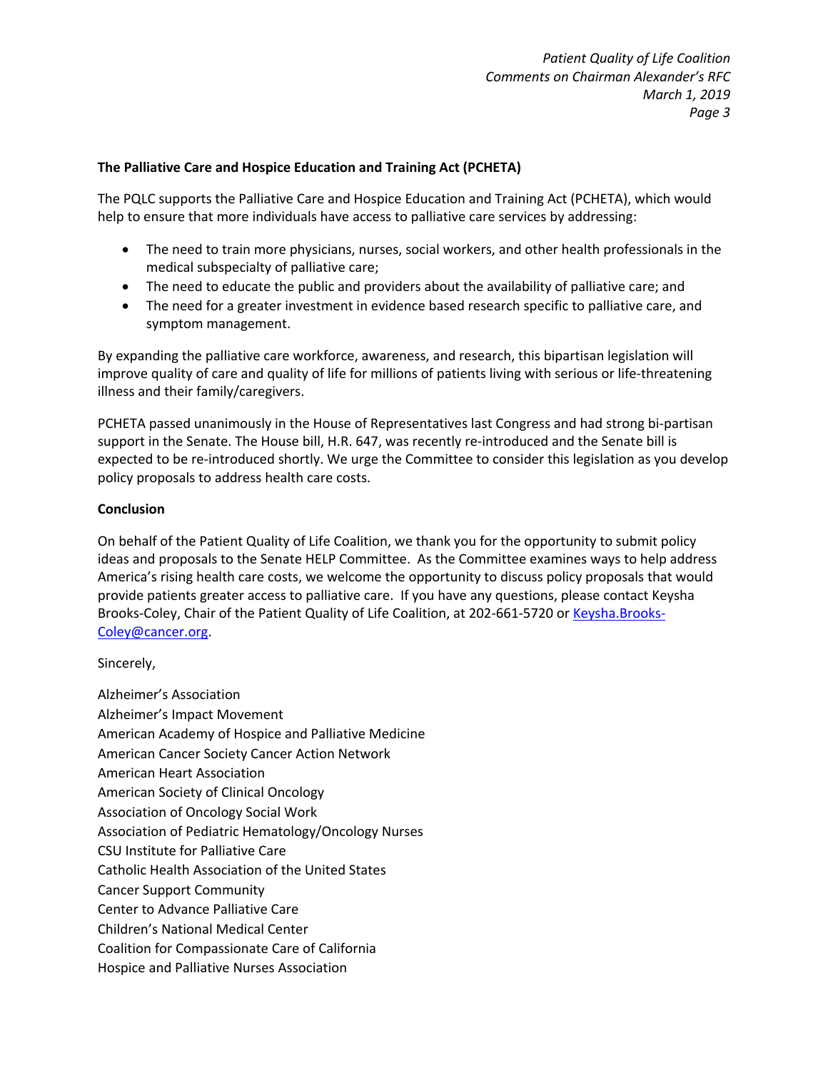**The Palliative Care and Hospice Education and Training Act (PCHETA)**

The PQLC supports the Palliative Care and Hospice Education and Training Act (PCHETA), which would help to ensure that more individuals have access to palliative care services by addressing:

- The need to train more physicians, nurses, social workers, and other health professionals in the medical subspecialty of palliative care;
- The need to educate the public and providers about the availability of palliative care; and
- The need for a greater investment in evidence based research specific to palliative care, and symptom management.

By expanding the palliative care workforce, awareness, and research, this bipartisan legislation will improve quality of care and quality of life for millions of patients living with serious or life-threatening illness and their family/caregivers.

PCHETA passed unanimously in the House of Representatives last Congress and had strong bi-partisan support in the Senate. The House bill, H.R. 647, was recently re-introduced and the Senate bill is expected to be re-introduced shortly. We urge the Committee to consider this legislation as you develop policy proposals to address health care costs.

**Conclusion**

On behalf of the Patient Quality of Life Coalition, we thank you for the opportunity to submit policy ideas and proposals to the Senate HELP Committee. As the Committee examines ways to help address America's rising health care costs, we welcome the opportunity to discuss policy proposals that would provide patients greater access to palliative care. If you have any questions, please contact Keysha Brooks-Coley, Chair of the Patient Quality of Life Coalition, at 202-661-5720 or Keysha.Brooks-Coley@cancer.org.

Sincerely,

Alzheimer's Association
Alzheimer's Impact Movement
American Academy of Hospice and Palliative Medicine
American Cancer Society Cancer Action Network
American Heart Association
American Society of Clinical Oncology
Association of Oncology Social Work
Association of Pediatric Hematology/Oncology Nurses
CSU Institute for Palliative Care
Catholic Health Association of the United States
Cancer Support Community
Center to Advance Palliative Care
Children's National Medical Center
Coalition for Compassionate Care of California
Hospice and Palliative Nurses Association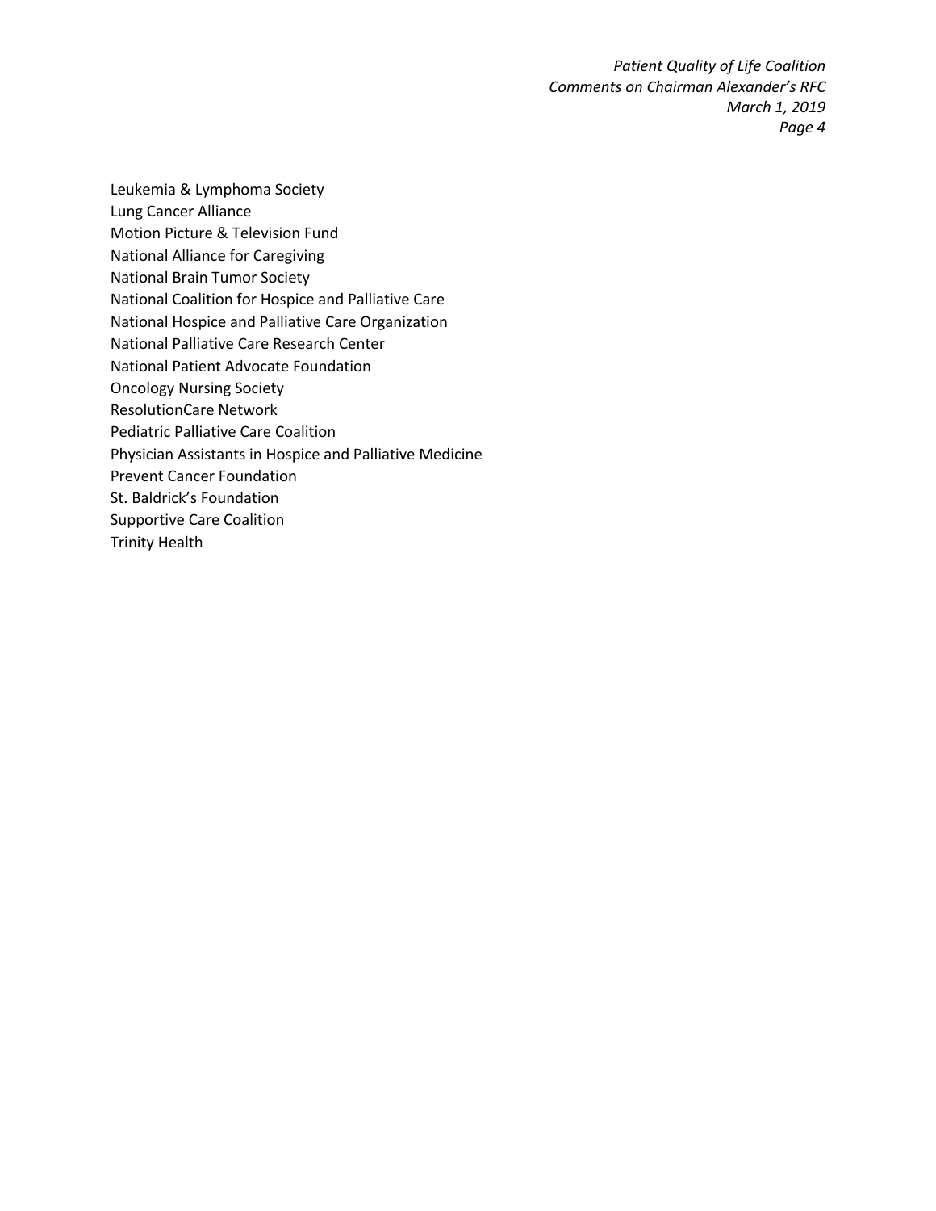Leukemia & Lymphoma Society
Lung Cancer Alliance
Motion Picture & Television Fund
National Alliance for Caregiving
National Brain Tumor Society
National Coalition for Hospice and Palliative Care
National Hospice and Palliative Care Organization
National Palliative Care Research Center
National Patient Advocate Foundation
Oncology Nursing Society
ResolutionCare Network
Pediatric Palliative Care Coalition
Physician Assistants in Hospice and Palliative Medicine
Prevent Cancer Foundation
St. Baldrick's Foundation
Supportive Care Coalition
Trinity Health